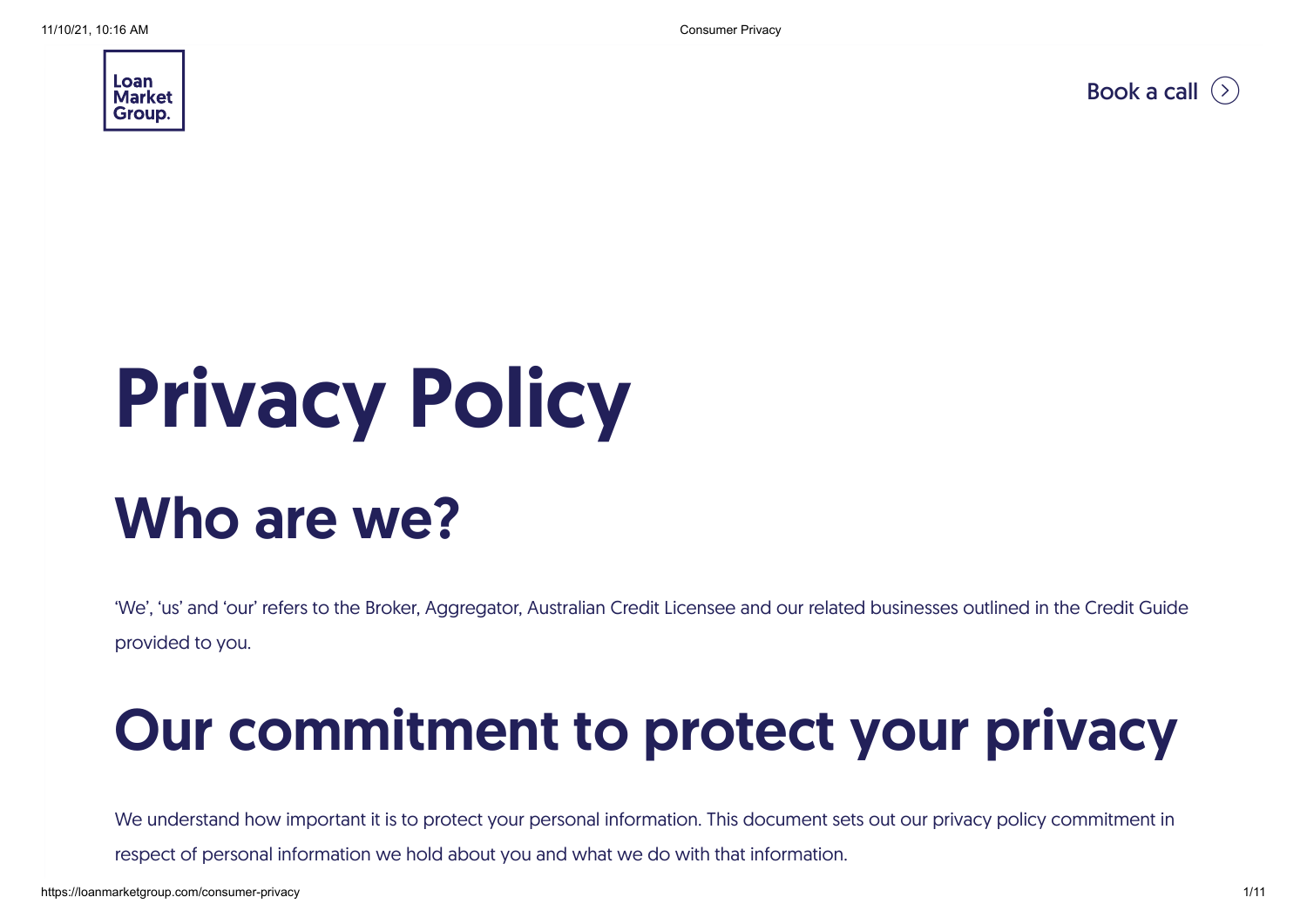Loan Market Group.

Book a call

# Privacy Policy

## Who are we?

'We', 'us' and 'our' refers to the Broker, Aggregator, Australian Credit Licensee and our related businesses outlined in the Credit Guide provided to you.

## Our commitment to protect your privacy

We understand how important it is to protect your personal information. This document sets out our privacy policy commitment in respect of personal information we hold about you and what we do with that information.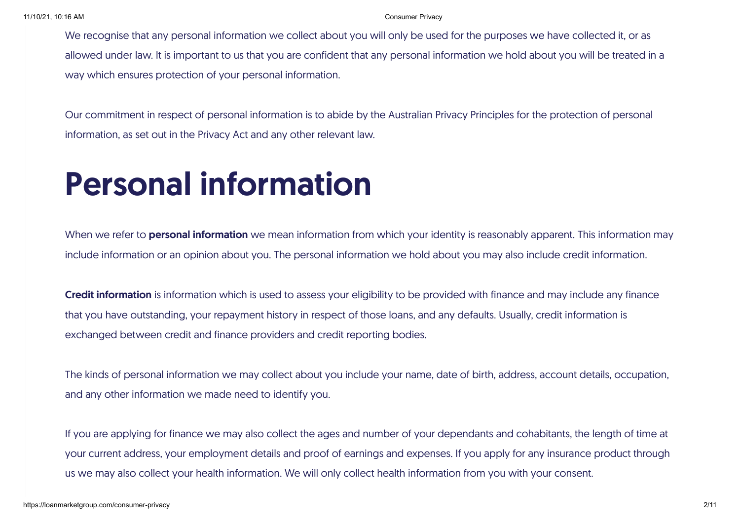We recognise that any personal information we collect about you will only be used for the purposes we have collected it, or as allowed under law. It is important to us that you are confident that any personal information we hold about you will be treated in a way which ensures protection of your personal information.

Our commitment in respect of personal information is to abide by the Australian Privacy Principles for the protection of personal information, as set out in the Privacy Act and any other relevant law.

# Personal information

When we refer to **personal information** we mean information from which your identity is reasonably apparent. This information may include information or an opinion about you. The personal information we hold about you may also include credit information.

**Credit information** is information which is used to assess your eligibility to be provided with finance and may include any finance that you have outstanding, your repayment history in respect of those loans, and any defaults. Usually, credit information is exchanged between credit and finance providers and credit reporting bodies.

The kinds of personal information we may collect about you include your name, date of birth, address, account details, occupation, and any other information we made need to identify you.

If you are applying for finance we may also collect the ages and number of your dependants and cohabitants, the length of time at your current address, your employment details and proof of earnings and expenses. If you apply for any insurance product through us we may also collect your health information. We will only collect health information from you with your consent.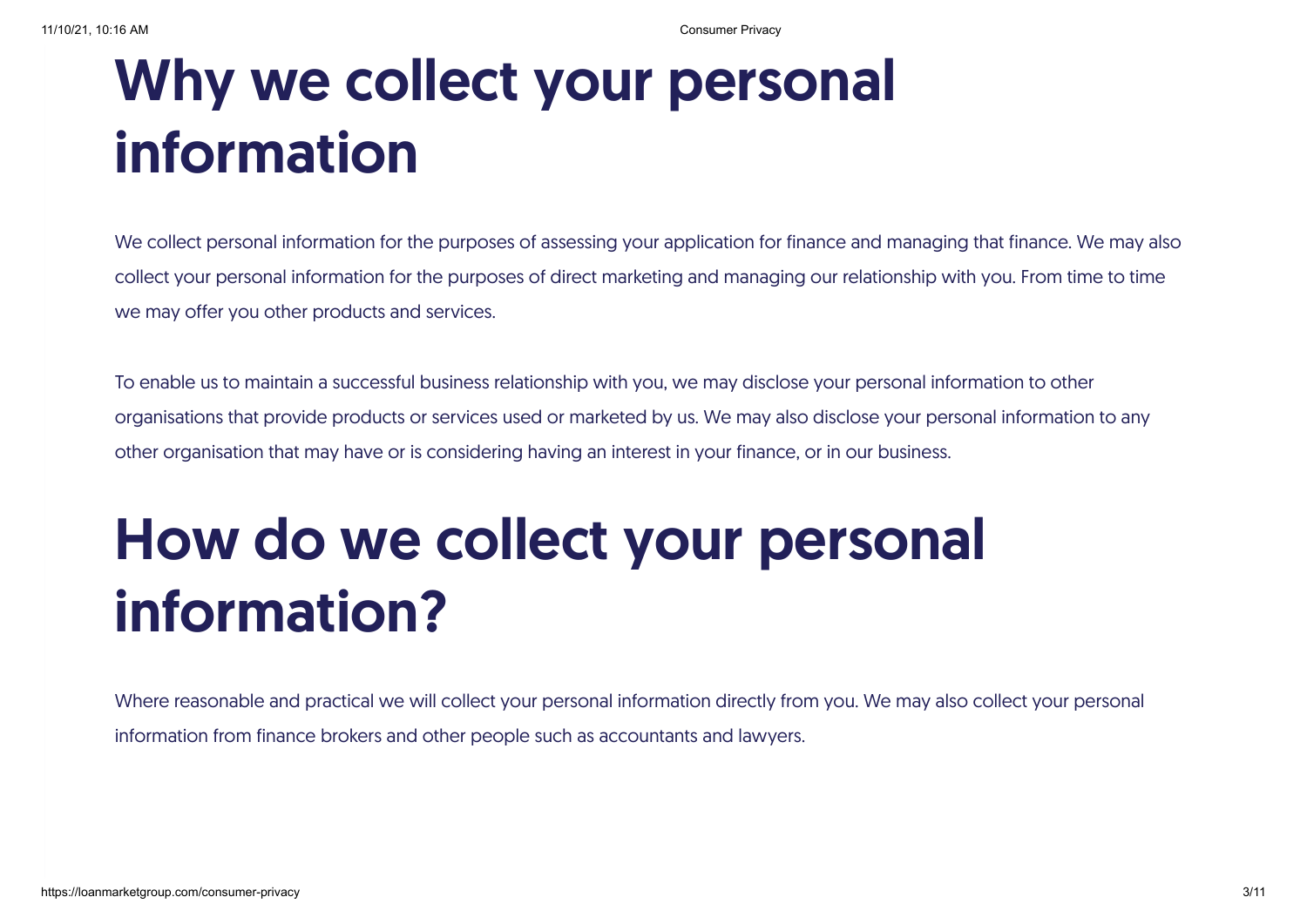# Why we collect your personal information

We collect personal information for the purposes of assessing your application for finance and managing that finance. We may also collect your personal information for the purposes of direct marketing and managing our relationship with you. From time to time we may offer you other products and services.

To enable us to maintain a successful business relationship with you, we may disclose your personal information to other organisations that provide products or services used or marketed by us. We may also disclose your personal information to any other organisation that may have or is considering having an interest in your finance, or in our business.

# How do we collect your personal information?

Where reasonable and practical we will collect your personal information directly from you. We may also collect your personal information from finance brokers and other people such as accountants and lawyers.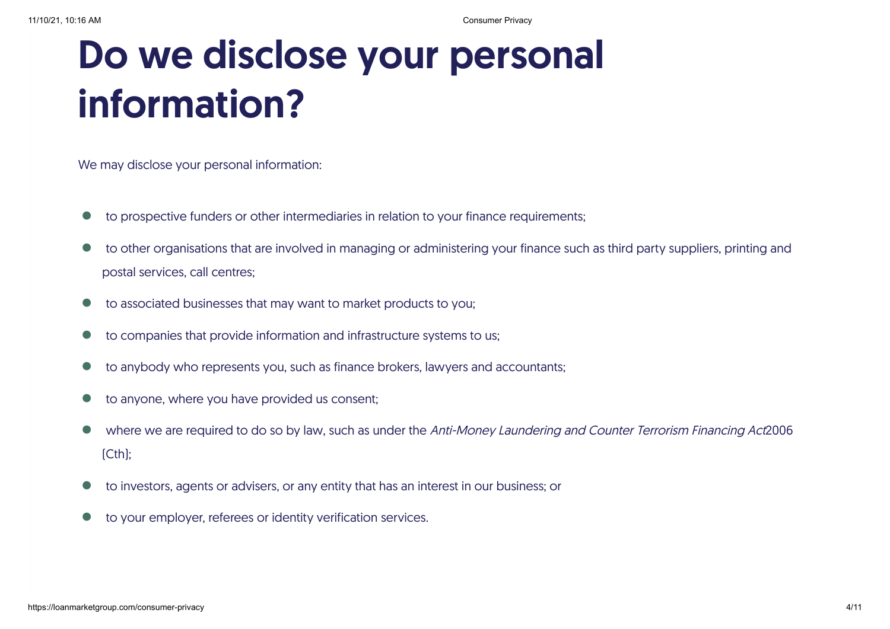# Do we disclose your personal information?

We may disclose your personal information:

- to prospective funders or other intermediaries in relation to your finance requirements;
- to other organisations that are involved in managing or administering your finance such as third party suppliers, printing and postal services, call centres;
- to associated businesses that may want to market products to you;
- to companies that provide information and infrastructure systems to us;
- to anybody who represents you, such as finance brokers, lawyers and accountants;
- to anyone, where you have provided us consent;
- where we are required to do so by law, such as under the *Anti-Money Laundering and Counter Terrorism Financing Act*2006 (Cth);
- to investors, agents or advisers, or any entity that has an interest in our business; or
- to your employer, referees or identity verification services.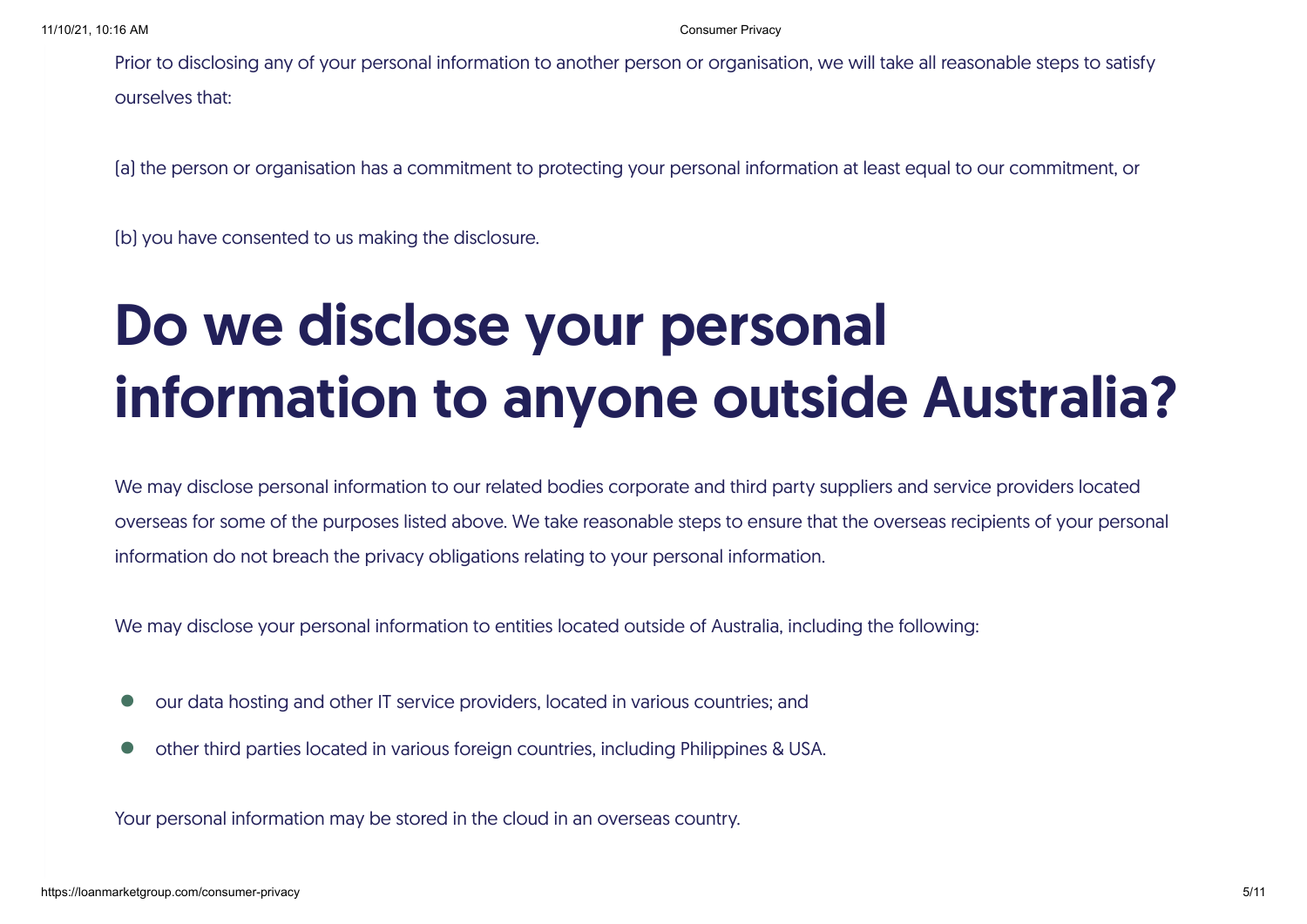Prior to disclosing any of your personal information to another person or organisation, we will take all reasonable steps to satisfy ourselves that:

(a) the person or organisation has a commitment to protecting your personal information at least equal to our commitment, or

(b) you have consented to us making the disclosure.

# Do we disclose your personal information to anyone outside Australia?

We may disclose personal information to our related bodies corporate and third party suppliers and service providers located overseas for some of the purposes listed above. We take reasonable steps to ensure that the overseas recipients of your personal information do not breach the privacy obligations relating to your personal information.

We may disclose your personal information to entities located outside of Australia, including the following:

- our data hosting and other IT service providers, located in various countries; and
- other third parties located in various foreign countries, including Philippines & USA.

Your personal information may be stored in the cloud in an overseas country.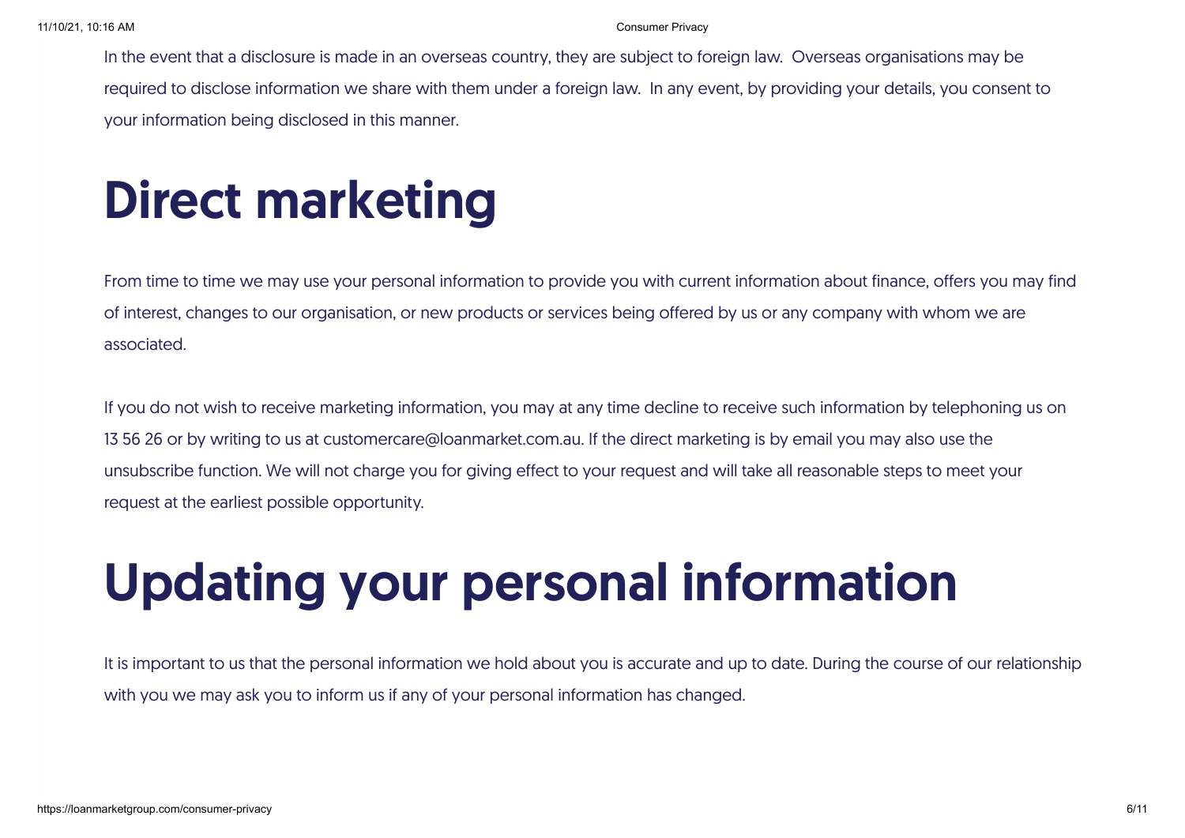In the event that a disclosure is made in an overseas country, they are subject to foreign law. Overseas organisations may be required to disclose information we share with them under a foreign law. In any event, by providing your details, you consent to your information being disclosed in this manner.

# Direct marketing

From time to time we may use your personal information to provide you with current information about finance, offers you may find of interest, changes to our organisation, or new products or services being offered by us or any company with whom we are associated.

If you do not wish to receive marketing information, you may at any time decline to receive such information by telephoning us on 13 56 26 or by writing to us at customercare@loanmarket.com.au. If the direct marketing is by email you may also use the unsubscribe function. We will not charge you for giving effect to your request and will take all reasonable steps to meet your request at the earliest possible opportunity.

# Updating your personal information

It is important to us that the personal information we hold about you is accurate and up to date. During the course of our relationship with you we may ask you to inform us if any of your personal information has changed.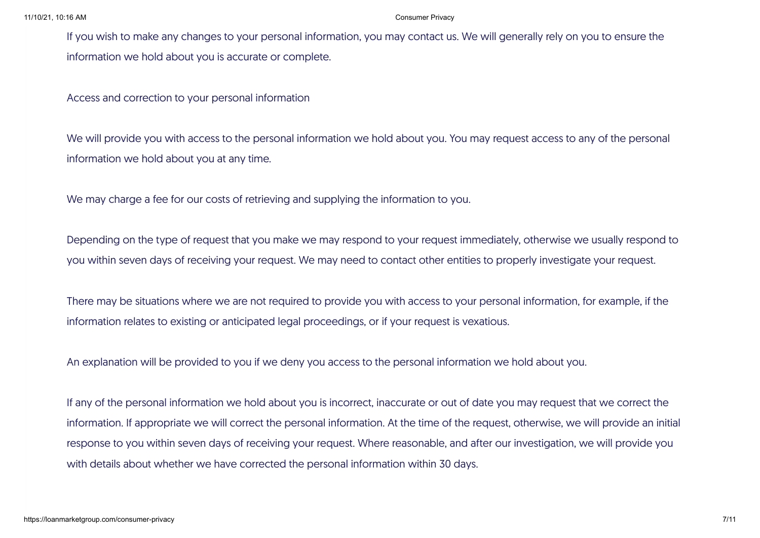If you wish to make any changes to your personal information, you may contact us. We will generally rely on you to ensure the information we hold about you is accurate or complete.

## Access and correction to your personal information

We will provide you with access to the personal information we hold about you. You may request access to any of the personal information we hold about you at any time.

We may charge a fee for our costs of retrieving and supplying the information to you.

Depending on the type of request that you make we may respond to your request immediately, otherwise we usually respond to you within seven days of receiving your request. We may need to contact other entities to properly investigate your request.

There may be situations where we are not required to provide you with access to your personal information, for example, if the information relates to existing or anticipated legal proceedings, or if your request is vexatious.

An explanation will be provided to you if we deny you access to the personal information we hold about you.

If any of the personal information we hold about you is incorrect, inaccurate or out of date you may request that we correct the information. If appropriate we will correct the personal information. At the time of the request, otherwise, we will provide an initial response to you within seven days of receiving your request. Where reasonable, and after our investigation, we will provide you with details about whether we have corrected the personal information within 30 days.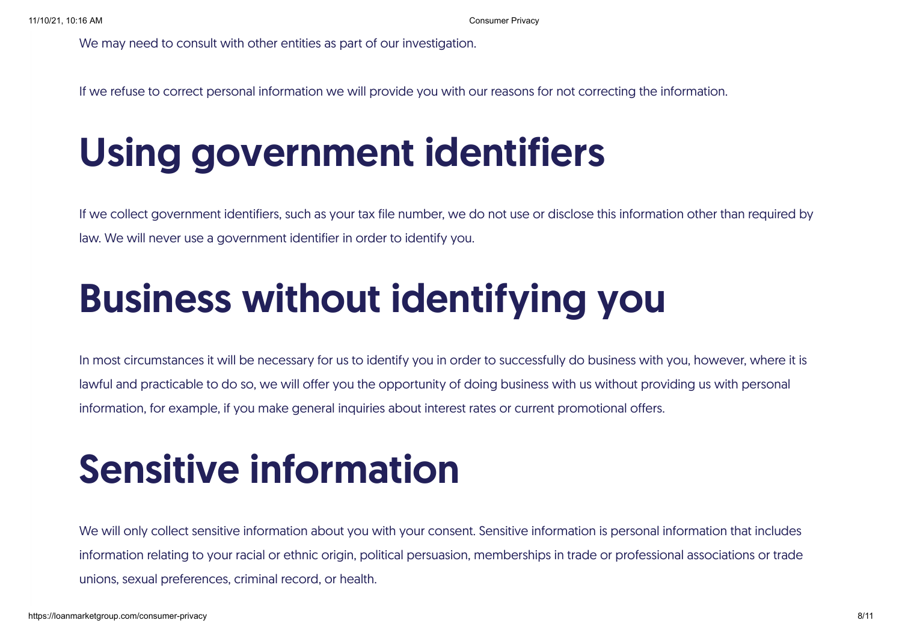We may need to consult with other entities as part of our investigation.

If we refuse to correct personal information we will provide you with our reasons for not correcting the information.

# Using government identifiers

If we collect government identifiers, such as your tax file number, we do not use or disclose this information other than required by law. We will never use a government identifier in order to identify you.

# Business without identifying you

In most circumstances it will be necessary for us to identify you in order to successfully do business with you, however, where it is lawful and practicable to do so, we will offer you the opportunity of doing business with us without providing us with personal information, for example, if you make general inquiries about interest rates or current promotional offers.

# Sensitive information

We will only collect sensitive information about you with your consent. Sensitive information is personal information that includes information relating to your racial or ethnic origin, political persuasion, memberships in trade or professional associations or trade unions, sexual preferences, criminal record, or health.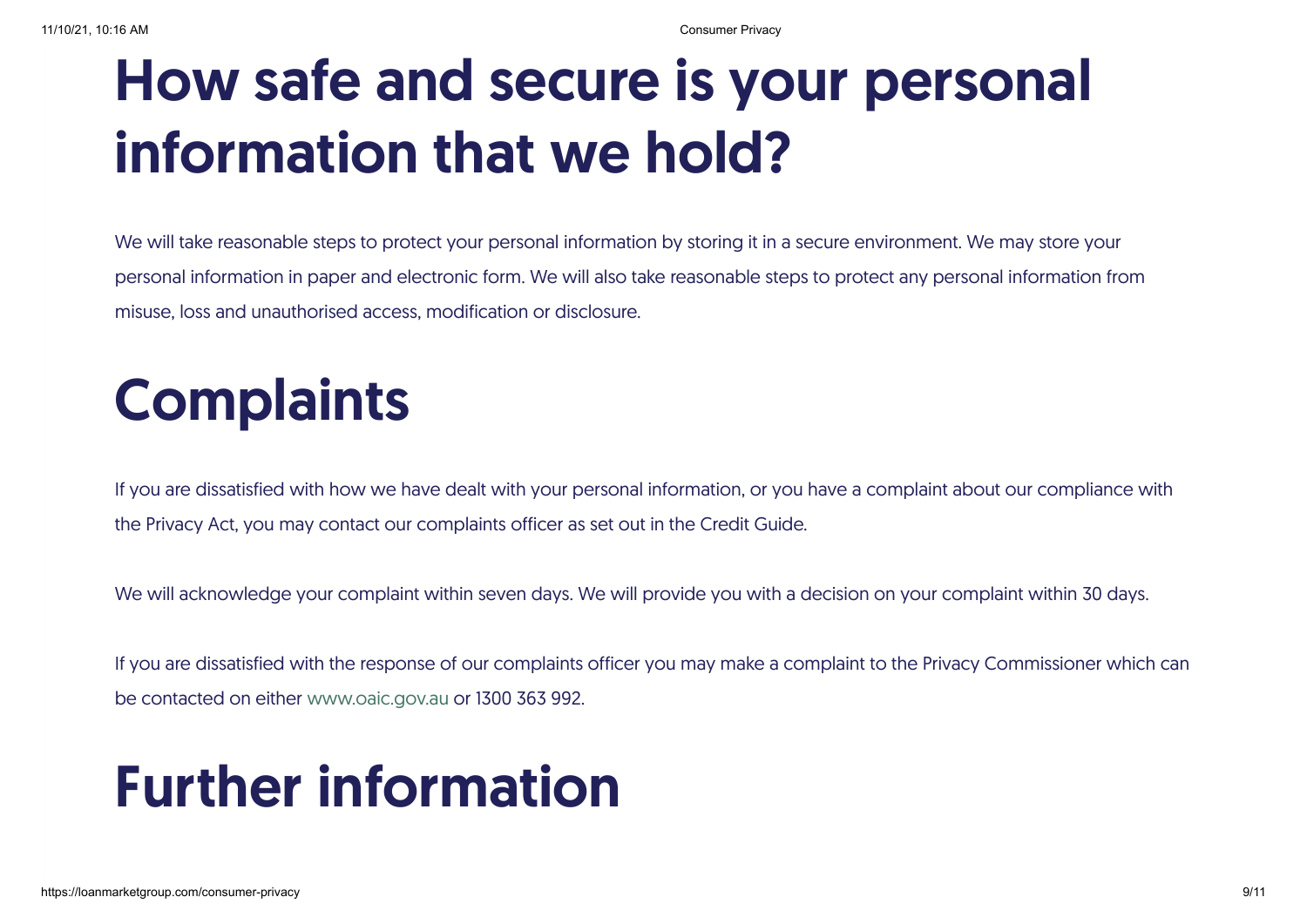# How safe and secure is your personal information that we hold?

We will take reasonable steps to protect your personal information by storing it in a secure environment. We may store your personal information in paper and electronic form. We will also take reasonable steps to protect any personal information from misuse, loss and unauthorised access, modification or disclosure.

# Complaints

If you are dissatisfied with how we have dealt with your personal information, or you have a complaint about our compliance with the Privacy Act, you may contact our complaints officer as set out in the Credit Guide.

We will acknowledge your complaint within seven days. We will provide you with a decision on your complaint within 30 days.

If you are dissatisfied with the response of our complaints officer you may make a complaint to the Privacy Commissioner which can be contacted on either www.oaic.gov.au or 1300 363 992.

# Further information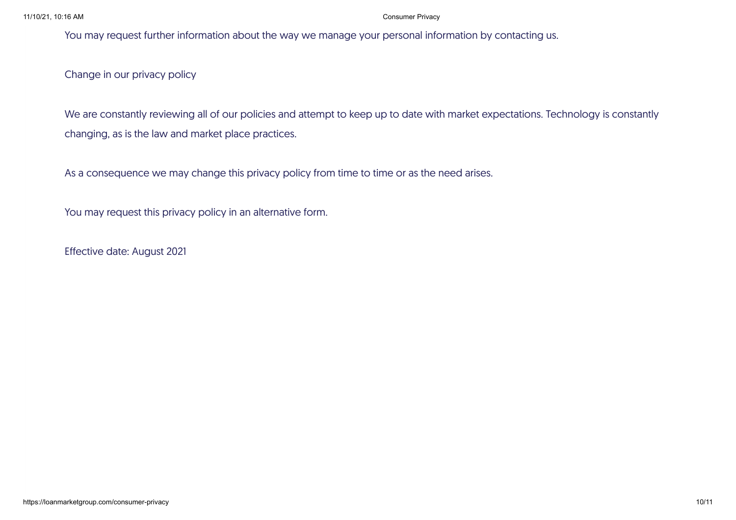You may request further information about the way we manage your personal information by contacting us.

## Change in our privacy policy

We are constantly reviewing all of our policies and attempt to keep up to date with market expectations. Technology is constantly changing, as is the law and market place practices.

As a consequence we may change this privacy policy from time to time or as the need arises.

You may request this privacy policy in an alternative form.

Effective date: August 2021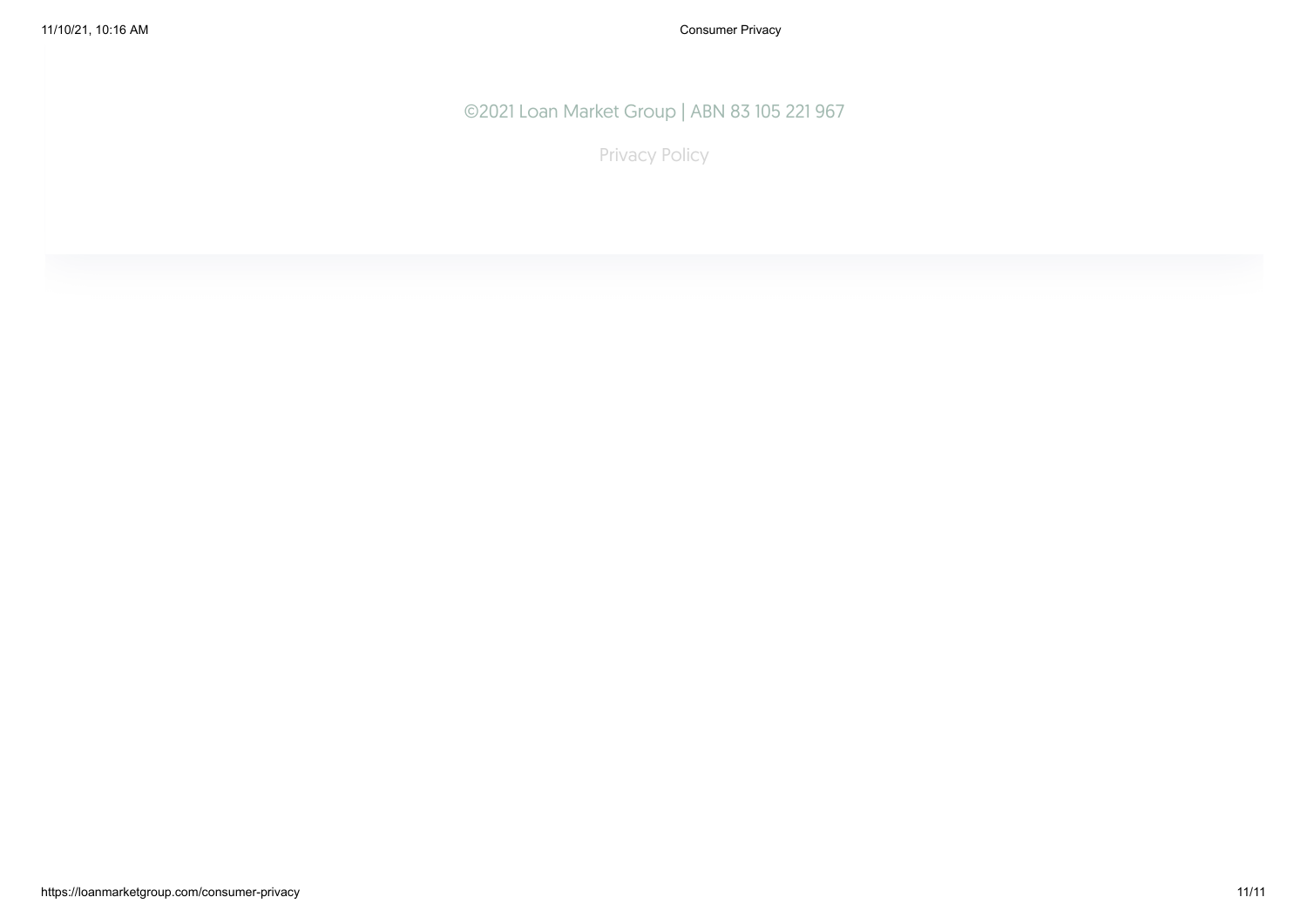©2021 Loan Market Group | ABN 83 105 221 967

Privacy Policy